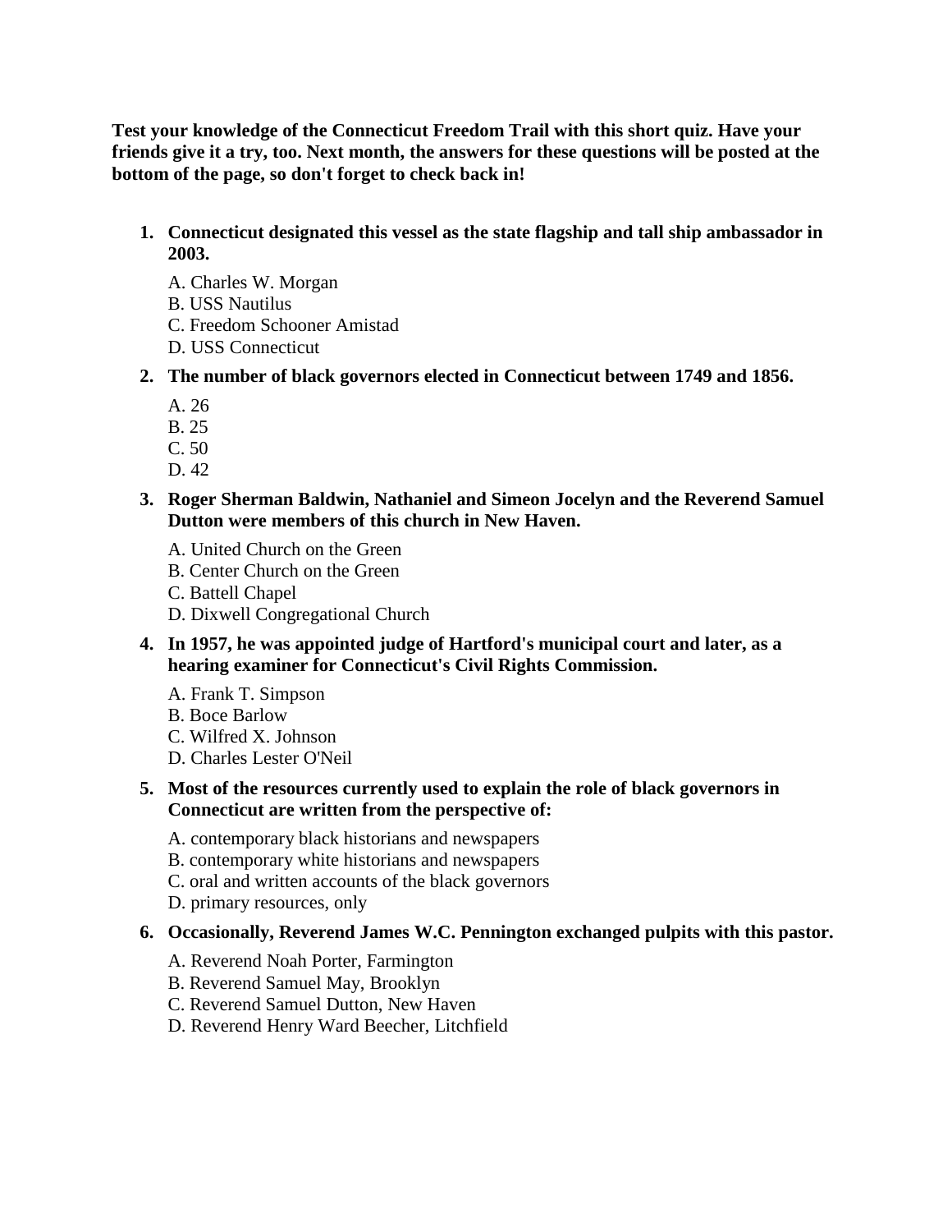**Test your knowledge of the Connecticut Freedom Trail with this short quiz. Have your friends give it a try, too. Next month, the answers for these questions will be posted at the bottom of the page, so don't forget to check back in!**

1. **Connecticut designated this vessel as the state flagship and tall ship ambassador in 2003.**

   A. Charles W. Morgan
   B. USS Nautilus
   C. Freedom Schooner Amistad
   D. USS Connecticut

2. **The number of black governors elected in Connecticut between 1749 and 1856.**

   A. 26
   B. 25
   C. 50
   D. 42

3. **Roger Sherman Baldwin, Nathaniel and Simeon Jocelyn and the Reverend Samuel Dutton were members of this church in New Haven.**

   A. United Church on the Green
   B. Center Church on the Green
   C. Battell Chapel
   D. Dixwell Congregational Church

4. **In 1957, he was appointed judge of Hartford's municipal court and later, as a hearing examiner for Connecticut's Civil Rights Commission.**

   A. Frank T. Simpson
   B. Boce Barlow
   C. Wilfred X. Johnson
   D. Charles Lester O'Neil

5. **Most of the resources currently used to explain the role of black governors in Connecticut are written from the perspective of:**

   A. contemporary black historians and newspapers
   B. contemporary white historians and newspapers
   C. oral and written accounts of the black governors
   D. primary resources, only

6. **Occasionally, Reverend James W.C. Pennington exchanged pulpits with this pastor.**

   A. Reverend Noah Porter, Farmington
   B. Reverend Samuel May, Brooklyn
   C. Reverend Samuel Dutton, New Haven
   D. Reverend Henry Ward Beecher, Litchfield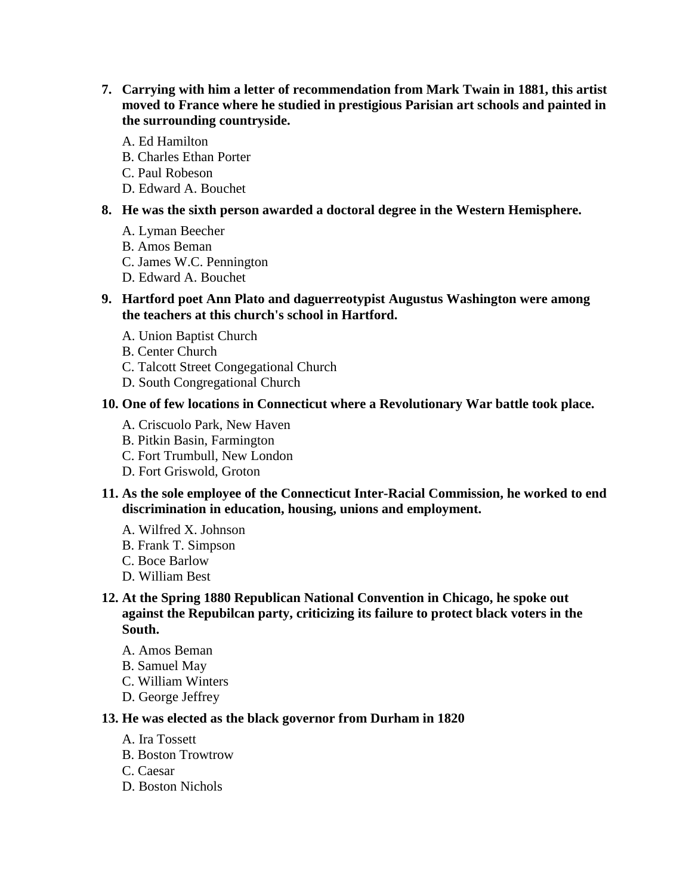7. **Carrying with him a letter of recommendation from Mark Twain in 1881, this artist moved to France where he studied in prestigious Parisian art schools and painted in the surrounding countryside.**

   A. Ed Hamilton
   B. Charles Ethan Porter
   C. Paul Robeson
   D. Edward A. Bouchet

8. **He was the sixth person awarded a doctoral degree in the Western Hemisphere.**

   A. Lyman Beecher
   B. Amos Beman
   C. James W.C. Pennington
   D. Edward A. Bouchet

9. **Hartford poet Ann Plato and daguerreotypist Augustus Washington were among the teachers at this church's school in Hartford.**

   A. Union Baptist Church
   B. Center Church
   C. Talcott Street Congegational Church
   D. South Congregational Church

10. **One of few locations in Connecticut where a Revolutionary War battle took place.**

    A. Criscuolo Park, New Haven
    B. Pitkin Basin, Farmington
    C. Fort Trumbull, New London
    D. Fort Griswold, Groton

11. **As the sole employee of the Connecticut Inter-Racial Commission, he worked to end discrimination in education, housing, unions and employment.**

    A. Wilfred X. Johnson
    B. Frank T. Simpson
    C. Boce Barlow
    D. William Best

12. **At the Spring 1880 Republican National Convention in Chicago, he spoke out against the Repubilcan party, criticizing its failure to protect black voters in the South.**

    A. Amos Beman
    B. Samuel May
    C. William Winters
    D. George Jeffrey

13. **He was elected as the black governor from Durham in 1820**

    A. Ira Tossett
    B. Boston Trowtrow
    C. Caesar
    D. Boston Nichols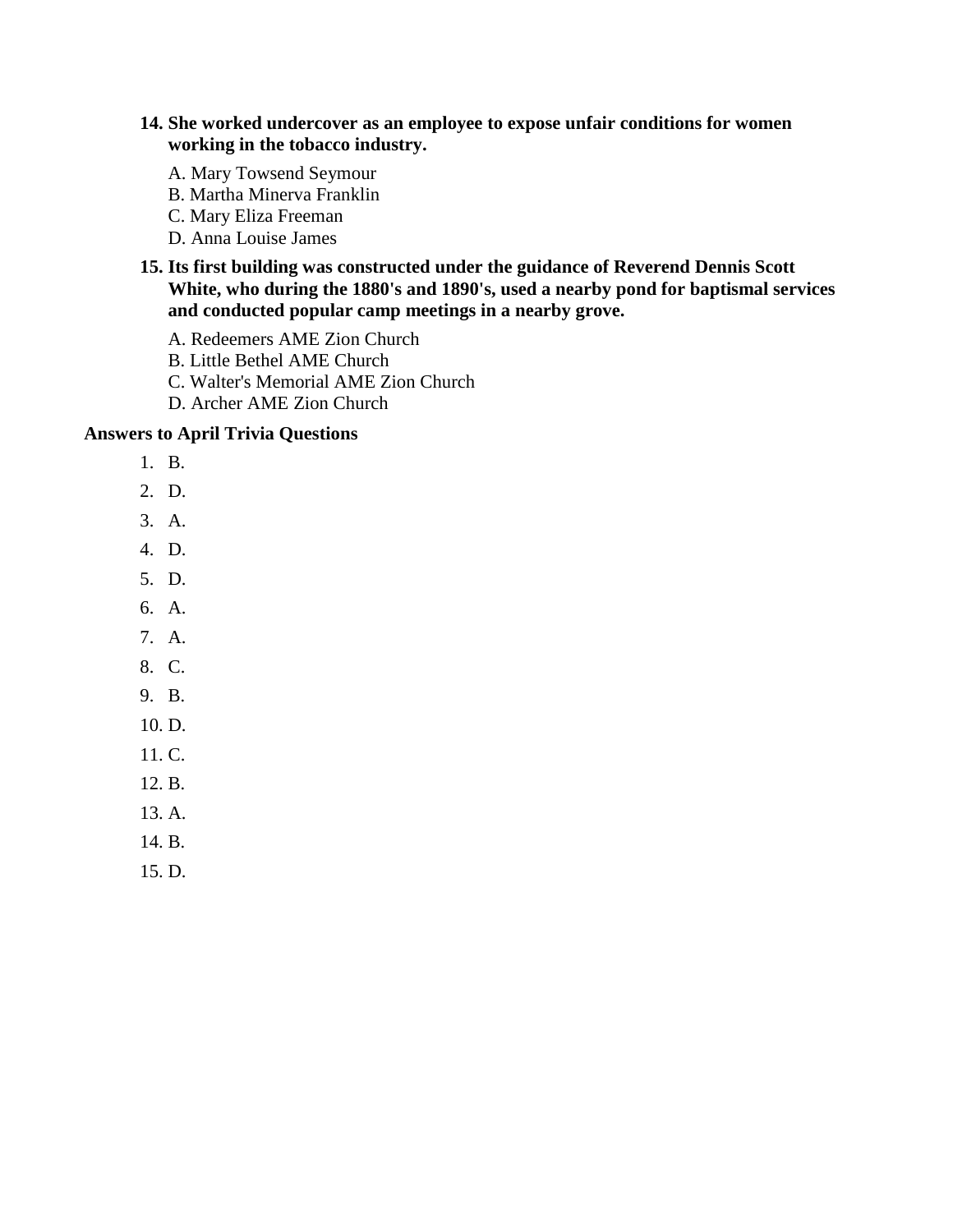14. **She worked undercover as an employee to expose unfair conditions for women working in the tobacco industry.**

    A. Mary Towsend Seymour
    B. Martha Minerva Franklin
    C. Mary Eliza Freeman
    D. Anna Louise James

15. **Its first building was constructed under the guidance of Reverend Dennis Scott White, who during the 1880's and 1890's, used a nearby pond for baptismal services and conducted popular camp meetings in a nearby grove.**

    A. Redeemers AME Zion Church
    B. Little Bethel AME Church
    C. Walter's Memorial AME Zion Church
    D. Archer AME Zion Church

**Answers to April Trivia Questions**

1. B.
2. D.
3. A.
4. D.
5. D.
6. A.
7. A.
8. C.
9. B.
10. D.
11. C.
12. B.
13. A.
14. B.
15. D.